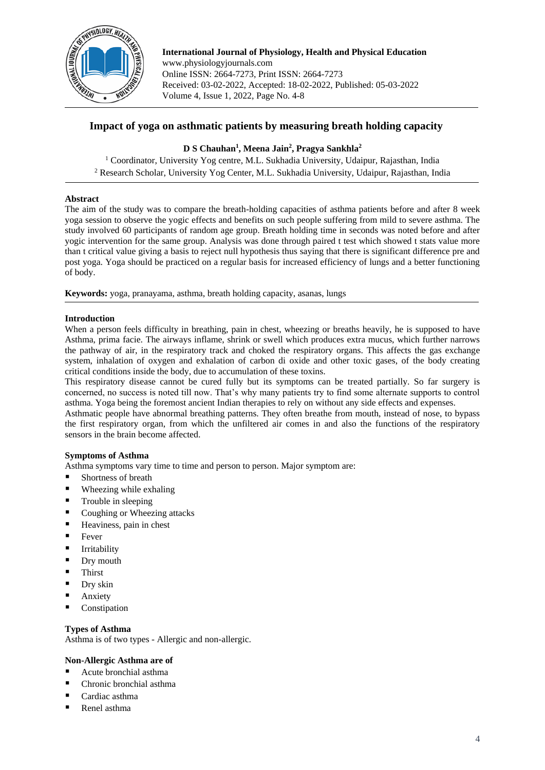# Impact of yoga on asthmatic patients by measuring breath holding capacity

**D S Chauhan[1], Meena Jain[2], Pragya Sankhla[2]**

[1] Coordinator, University Yog centre, M.L. Sukhadia University, Udaipur, Rajasthan, India
[2] Research Scholar, University Yog Center, M.L. Sukhadia University, Udaipur, Rajasthan, India

## Abstract

The aim of the study was to compare the breath-holding capacities of asthma patients before and after 8 week yoga session to observe the yogic effects and benefits on such people suffering from mild to severe asthma. The study involved 60 participants of random age group. Breath holding time in seconds was noted before and after yogic intervention for the same group. Analysis was done through paired t test which showed t stats value more than t critical value giving a basis to reject null hypothesis thus saying that there is significant difference pre and post yoga. Yoga should be practiced on a regular basis for increased efficiency of lungs and a better functioning of body.

**Keywords:** yoga, pranayama, asthma, breath holding capacity, asanas, lungs

## Introduction

When a person feels difficulty in breathing, pain in chest, wheezing or breaths heavily, he is supposed to have Asthma, prima facie. The airways inflame, shrink or swell which produces extra mucus, which further narrows the pathway of air, in the respiratory track and choked the respiratory organs. This affects the gas exchange system, inhalation of oxygen and exhalation of carbon di oxide and other toxic gases, of the body creating critical conditions inside the body, due to accumulation of these toxins.

This respiratory disease cannot be cured fully but its symptoms can be treated partially. So far surgery is concerned, no success is noted till now. That's why many patients try to find some alternate supports to control asthma. Yoga being the foremost ancient Indian therapies to rely on without any side effects and expenses.

Asthmatic people have abnormal breathing patterns. They often breathe from mouth, instead of nose, to bypass the first respiratory organ, from which the unfiltered air comes in and also the functions of the respiratory sensors in the brain become affected.

### Symptoms of Asthma

Asthma symptoms vary time to time and person to person. Major symptom are:

- Shortness of breath
- Wheezing while exhaling
- Trouble in sleeping
- Coughing or Wheezing attacks
- Heaviness, pain in chest
- Fever
- Irritability
- Dry mouth
- Thirst
- Dry skin
- Anxiety
- Constipation

### Types of Asthma

Asthma is of two types - Allergic and non-allergic.

### Non-Allergic Asthma are of

- Acute bronchial asthma
- Chronic bronchial asthma
- Cardiac asthma
- Renel asthma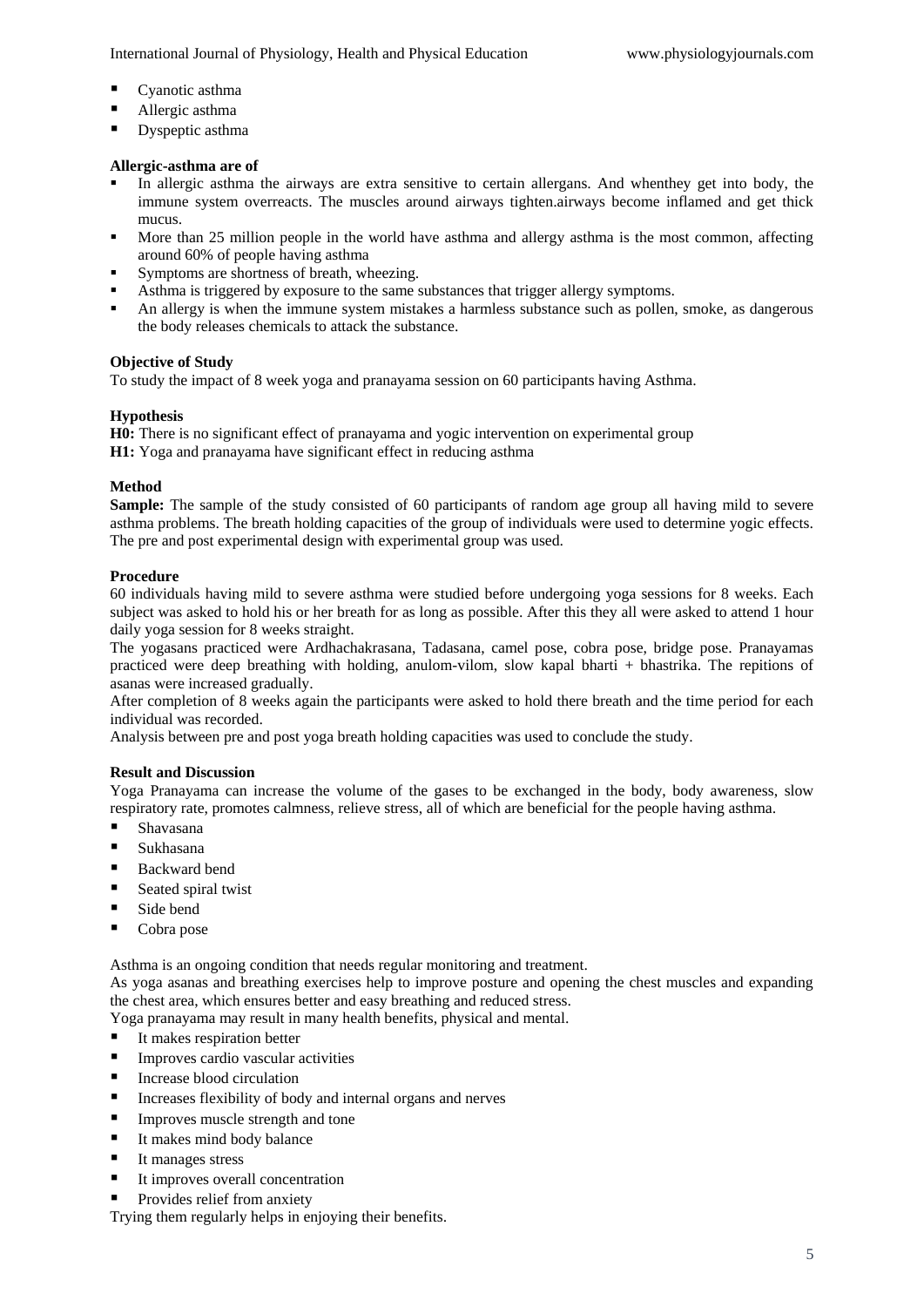- Cyanotic asthma
- Allergic asthma
- Dyspeptic asthma

**Allergic-asthma are of**

- In allergic asthma the airways are extra sensitive to certain allergans. And whenthey get into body, the immune system overreacts. The muscles around airways tighten.airways become inflamed and get thick mucus.
- More than 25 million people in the world have asthma and allergy asthma is the most common, affecting around 60% of people having asthma
- Symptoms are shortness of breath, wheezing.
- Asthma is triggered by exposure to the same substances that trigger allergy symptoms.
- An allergy is when the immune system mistakes a harmless substance such as pollen, smoke, as dangerous the body releases chemicals to attack the substance.

**Objective of Study**

To study the impact of 8 week yoga and pranayama session on 60 participants having Asthma.

**Hypothesis**

**H0:** There is no significant effect of pranayama and yogic intervention on experimental group
**H1:** Yoga and pranayama have significant effect in reducing asthma

**Method**

**Sample:** The sample of the study consisted of 60 participants of random age group all having mild to severe asthma problems. The breath holding capacities of the group of individuals were used to determine yogic effects. The pre and post experimental design with experimental group was used.

**Procedure**

60 individuals having mild to severe asthma were studied before undergoing yoga sessions for 8 weeks. Each subject was asked to hold his or her breath for as long as possible. After this they all were asked to attend 1 hour daily yoga session for 8 weeks straight.

The yogasans practiced were Ardhachakrasana, Tadasana, camel pose, cobra pose, bridge pose. Pranayamas practiced were deep breathing with holding, anulom-vilom, slow kapal bharti + bhastrika. The repitions of asanas were increased gradually.

After completion of 8 weeks again the participants were asked to hold there breath and the time period for each individual was recorded.

Analysis between pre and post yoga breath holding capacities was used to conclude the study.

**Result and Discussion**

Yoga Pranayama can increase the volume of the gases to be exchanged in the body, body awareness, slow respiratory rate, promotes calmness, relieve stress, all of which are beneficial for the people having asthma.

- Shavasana
- Sukhasana
- Backward bend
- Seated spiral twist
- Side bend
- Cobra pose

Asthma is an ongoing condition that needs regular monitoring and treatment.

As yoga asanas and breathing exercises help to improve posture and opening the chest muscles and expanding the chest area, which ensures better and easy breathing and reduced stress.

Yoga pranayama may result in many health benefits, physical and mental.

- It makes respiration better
- Improves cardio vascular activities
- Increase blood circulation
- Increases flexibility of body and internal organs and nerves
- Improves muscle strength and tone
- It makes mind body balance
- It manages stress
- It improves overall concentration
- Provides relief from anxiety

Trying them regularly helps in enjoying their benefits.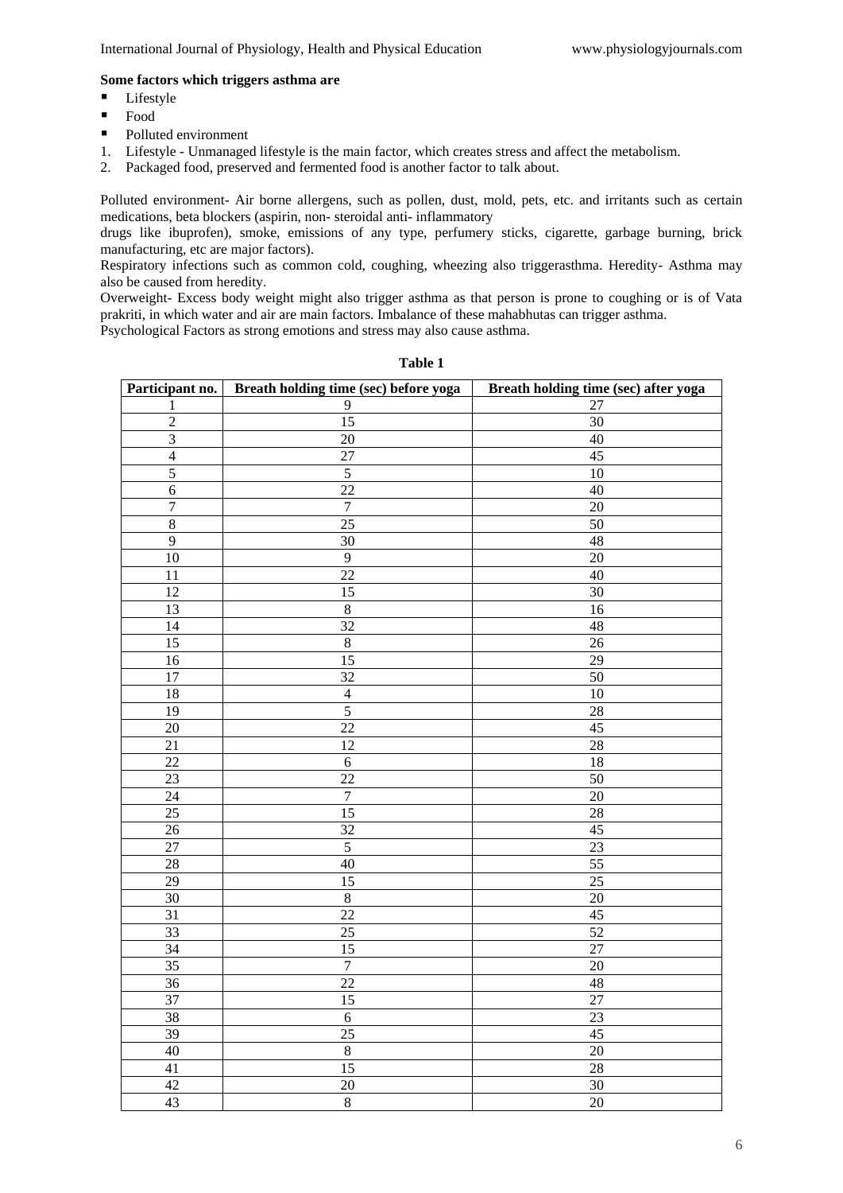**Some factors which triggers asthma are**

- Lifestyle
- Food
- Polluted environment

1. Lifestyle - Unmanaged lifestyle is the main factor, which creates stress and affect the metabolism.
2. Packaged food, preserved and fermented food is another factor to talk about.

Polluted environment- Air borne allergens, such as pollen, dust, mold, pets, etc. and irritants such as certain medications, beta blockers (aspirin, non- steroidal anti- inflammatory drugs like ibuprofen), smoke, emissions of any type, perfumery sticks, cigarette, garbage burning, brick manufacturing, etc are major factors).

Respiratory infections such as common cold, coughing, wheezing also triggerasthma. Heredity- Asthma may also be caused from heredity.

Overweight- Excess body weight might also trigger asthma as that person is prone to coughing or is of Vata prakriti, in which water and air are main factors. Imbalance of these mahabhutas can trigger asthma.

Psychological Factors as strong emotions and stress may also cause asthma.

**Table 1**

| Participant no. | Breath holding time (sec) before yoga | Breath holding time (sec) after yoga |
|---|---|---|
| 1 | 9 | 27 |
| 2 | 15 | 30 |
| 3 | 20 | 40 |
| 4 | 27 | 45 |
| 5 | 5 | 10 |
| 6 | 22 | 40 |
| 7 | 7 | 20 |
| 8 | 25 | 50 |
| 9 | 30 | 48 |
| 10 | 9 | 20 |
| 11 | 22 | 40 |
| 12 | 15 | 30 |
| 13 | 8 | 16 |
| 14 | 32 | 48 |
| 15 | 8 | 26 |
| 16 | 15 | 29 |
| 17 | 32 | 50 |
| 18 | 4 | 10 |
| 19 | 5 | 28 |
| 20 | 22 | 45 |
| 21 | 12 | 28 |
| 22 | 6 | 18 |
| 23 | 22 | 50 |
| 24 | 7 | 20 |
| 25 | 15 | 28 |
| 26 | 32 | 45 |
| 27 | 5 | 23 |
| 28 | 40 | 55 |
| 29 | 15 | 25 |
| 30 | 8 | 20 |
| 31 | 22 | 45 |
| 33 | 25 | 52 |
| 34 | 15 | 27 |
| 35 | 7 | 20 |
| 36 | 22 | 48 |
| 37 | 15 | 27 |
| 38 | 6 | 23 |
| 39 | 25 | 45 |
| 40 | 8 | 20 |
| 41 | 15 | 28 |
| 42 | 20 | 30 |
| 43 | 8 | 20 |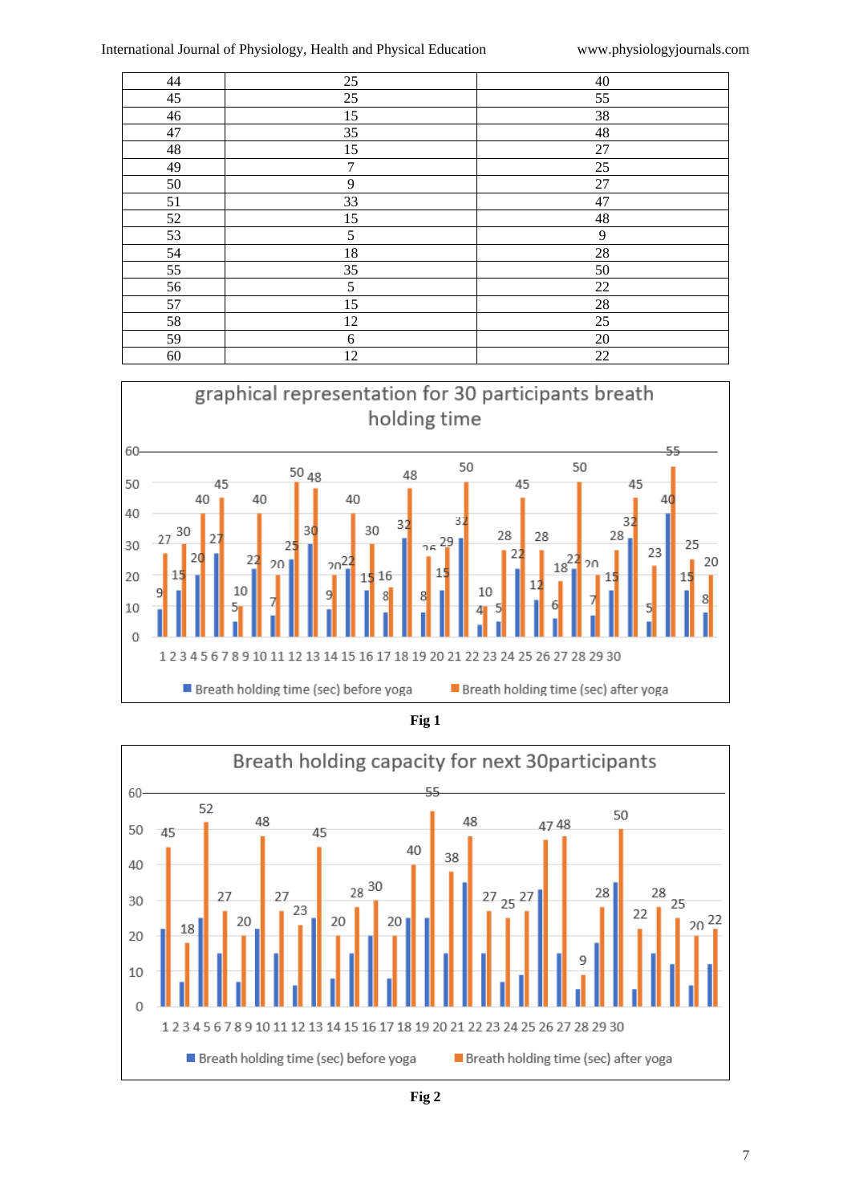| 44 | 25 | 40 |
|---|---|---|
| 45 | 25 | 55 |
| 46 | 15 | 38 |
| 47 | 35 | 48 |
| 48 | 15 | 27 |
| 49 | 7 | 25 |
| 50 | 9 | 27 |
| 51 | 33 | 47 |
| 52 | 15 | 48 |
| 53 | 5 | 9 |
| 54 | 18 | 28 |
| 55 | 35 | 50 |
| 56 | 5 | 22 |
| 57 | 15 | 28 |
| 58 | 12 | 25 |
| 59 | 6 | 20 |
| 60 | 12 | 22 |

graphical representation for 30 participants breath holding time

Fig 1

Breath holding capacity for next 30participants

Fig 2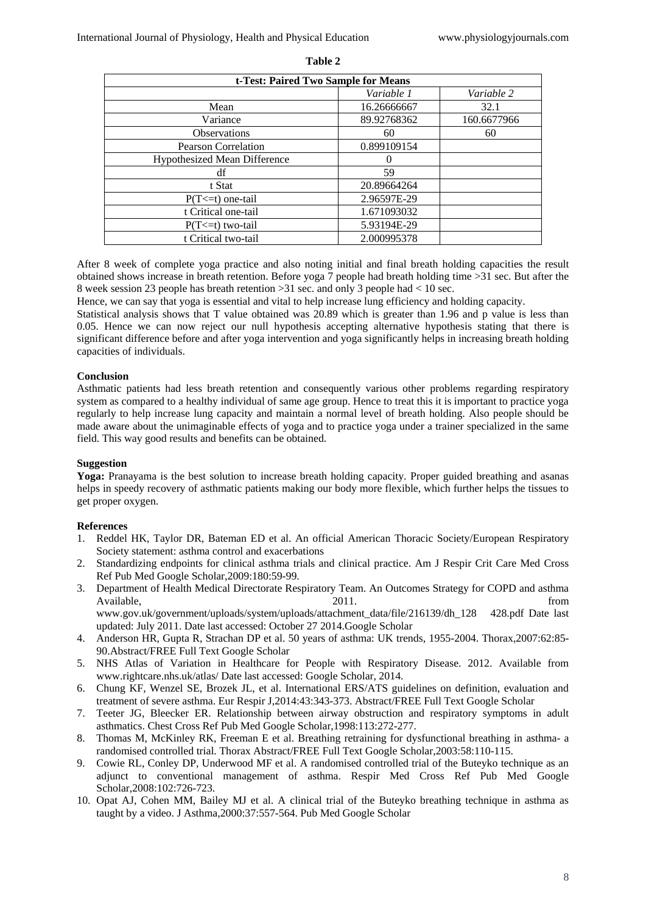**Table 2**

| t-Test: Paired Two Sample for Means | | |
|---|---|---|
| | *Variable 1* | *Variable 2* |
| Mean | 16.26666667 | 32.1 |
| Variance | 89.92768362 | 160.6677966 |
| Observations | 60 | 60 |
| Pearson Correlation | 0.899109154 | |
| Hypothesized Mean Difference | 0 | |
| df | 59 | |
| t Stat | 20.89664264 | |
| P(T<=t) one-tail | 2.96597E-29 | |
| t Critical one-tail | 1.671093032 | |
| P(T<=t) two-tail | 5.93194E-29 | |
| t Critical two-tail | 2.000995378 | |

After 8 week of complete yoga practice and also noting initial and final breath holding capacities the result obtained shows increase in breath retention. Before yoga 7 people had breath holding time >31 sec. But after the 8 week session 23 people has breath retention >31 sec. and only 3 people had < 10 sec.

Hence, we can say that yoga is essential and vital to help increase lung efficiency and holding capacity.

Statistical analysis shows that T value obtained was 20.89 which is greater than 1.96 and p value is less than 0.05. Hence we can now reject our null hypothesis accepting alternative hypothesis stating that there is significant difference before and after yoga intervention and yoga significantly helps in increasing breath holding capacities of individuals.

**Conclusion**

Asthmatic patients had less breath retention and consequently various other problems regarding respiratory system as compared to a healthy individual of same age group. Hence to treat this it is important to practice yoga regularly to help increase lung capacity and maintain a normal level of breath holding. Also people should be made aware about the unimaginable effects of yoga and to practice yoga under a trainer specialized in the same field. This way good results and benefits can be obtained.

**Suggestion**

**Yoga:** Pranayama is the best solution to increase breath holding capacity. Proper guided breathing and asanas helps in speedy recovery of asthmatic patients making our body more flexible, which further helps the tissues to get proper oxygen.

**References**

1. Reddel HK, Taylor DR, Bateman ED et al. An official American Thoracic Society/European Respiratory Society statement: asthma control and exacerbations
2. Standardizing endpoints for clinical asthma trials and clinical practice. Am J Respir Crit Care Med Cross Ref Pub Med Google Scholar,2009:180:59-99.
3. Department of Health Medical Directorate Respiratory Team. An Outcomes Strategy for COPD and asthma Available, 2011. from www.gov.uk/government/uploads/system/uploads/attachment_data/file/216139/dh_128 428.pdf Date last updated: July 2011. Date last accessed: October 27 2014.Google Scholar
4. Anderson HR, Gupta R, Strachan DP et al. 50 years of asthma: UK trends, 1955-2004. Thorax,2007:62:85-90.Abstract/FREE Full Text Google Scholar
5. NHS Atlas of Variation in Healthcare for People with Respiratory Disease. 2012. Available from www.rightcare.nhs.uk/atlas/ Date last accessed: Google Scholar, 2014.
6. Chung KF, Wenzel SE, Brozek JL, et al. International ERS/ATS guidelines on definition, evaluation and treatment of severe asthma. Eur Respir J,2014:43:343-373. Abstract/FREE Full Text Google Scholar
7. Teeter JG, Bleecker ER. Relationship between airway obstruction and respiratory symptoms in adult asthmatics. Chest Cross Ref Pub Med Google Scholar,1998:113:272-277.
8. Thomas M, McKinley RK, Freeman E et al. Breathing retraining for dysfunctional breathing in asthma- a randomised controlled trial. Thorax Abstract/FREE Full Text Google Scholar,2003:58:110-115.
9. Cowie RL, Conley DP, Underwood MF et al. A randomised controlled trial of the Buteyko technique as an adjunct to conventional management of asthma. Respir Med Cross Ref Pub Med Google Scholar,2008:102:726-723.
10. Opat AJ, Cohen MM, Bailey MJ et al. A clinical trial of the Buteyko breathing technique in asthma as taught by a video. J Asthma,2000:37:557-564. Pub Med Google Scholar